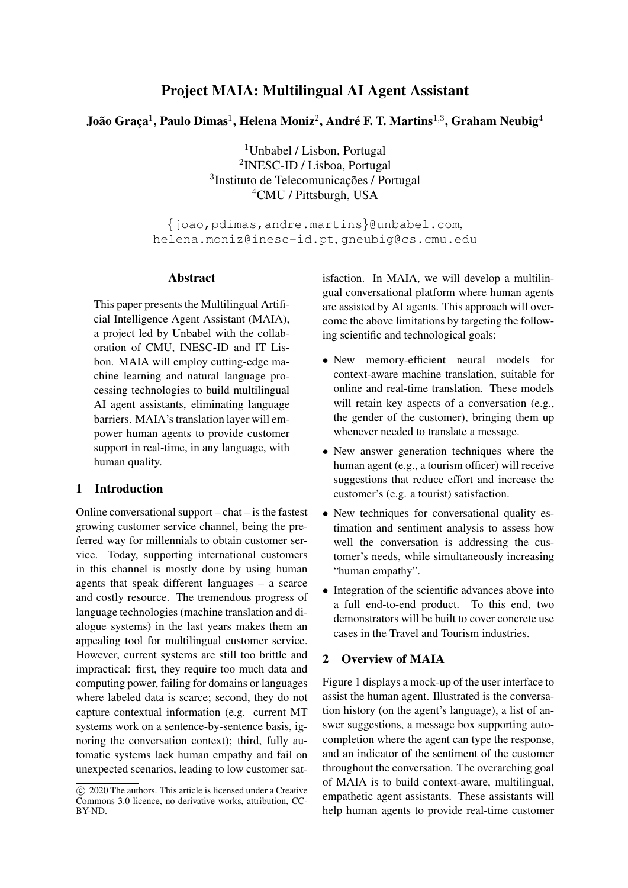# Project MAIA: Multilingual AI Agent Assistant

**João Graça**[1], **Paulo Dimas**[1], **Helena Moniz**[2], **André F. T. Martins**[1,3], **Graham Neubig**[4]

[1]Unbabel / Lisbon, Portugal
[2]INESC-ID / Lisboa, Portugal
[3]Instituto de Telecomunicações / Portugal
[4]CMU / Pittsburgh, USA

{joao,pdimas,andre.martins}@unbabel.com,
helena.moniz@inesc-id.pt, gneubig@cs.cmu.edu

## Abstract

This paper presents the Multilingual Artificial Intelligence Agent Assistant (MAIA), a project led by Unbabel with the collaboration of CMU, INESC-ID and IT Lisbon. MAIA will employ cutting-edge machine learning and natural language processing technologies to build multilingual AI agent assistants, eliminating language barriers. MAIA's translation layer will empower human agents to provide customer support in real-time, in any language, with human quality.

## 1 Introduction

Online conversational support – chat – is the fastest growing customer service channel, being the preferred way for millennials to obtain customer service. Today, supporting international customers in this channel is mostly done by using human agents that speak different languages – a scarce and costly resource. The tremendous progress of language technologies (machine translation and dialogue systems) in the last years makes them an appealing tool for multilingual customer service. However, current systems are still too brittle and impractical: first, they require too much data and computing power, failing for domains or languages where labeled data is scarce; second, they do not capture contextual information (e.g. current MT systems work on a sentence-by-sentence basis, ignoring the conversation context); third, fully automatic systems lack human empathy and fail on unexpected scenarios, leading to low customer satisfaction. In MAIA, we will develop a multilingual conversational platform where human agents are assisted by AI agents. This approach will overcome the above limitations by targeting the following scientific and technological goals:

- New memory-efficient neural models for context-aware machine translation, suitable for online and real-time translation. These models will retain key aspects of a conversation (e.g., the gender of the customer), bringing them up whenever needed to translate a message.
- New answer generation techniques where the human agent (e.g., a tourism officer) will receive suggestions that reduce effort and increase the customer's (e.g. a tourist) satisfaction.
- New techniques for conversational quality estimation and sentiment analysis to assess how well the conversation is addressing the customer's needs, while simultaneously increasing "human empathy".
- Integration of the scientific advances above into a full end-to-end product. To this end, two demonstrators will be built to cover concrete use cases in the Travel and Tourism industries.

## 2 Overview of MAIA

Figure 1 displays a mock-up of the user interface to assist the human agent. Illustrated is the conversation history (on the agent's language), a list of answer suggestions, a message box supporting auto-completion where the agent can type the response, and an indicator of the sentiment of the customer throughout the conversation. The overarching goal of MAIA is to build context-aware, multilingual, empathetic agent assistants. These assistants will help human agents to provide real-time customer

© 2020 The authors. This article is licensed under a Creative Commons 3.0 licence, no derivative works, attribution, CC-BY-ND.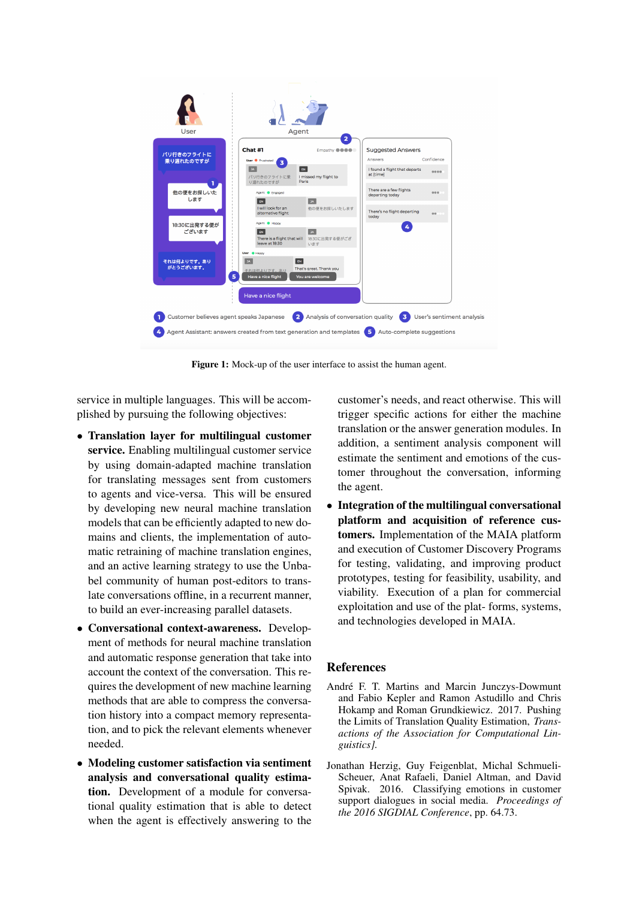User

Agent

パリ行きのフライトに乗り遅れたのですが

他の便をお探しいたします

18:30に出発する便がございます

それは何よりです。ありがとうございます。

Chat #1

Empathy

Suggested Answers

Answers

Confidence

I found a flight that departs at [time]

There are a few flights departing today

There's no flight departing today

Have a nice flight

You are welcome

Customer believes agent speaks Japanese

Analysis of conversation quality

User's sentiment analysis

Agent Assistant: answers created from text generation and templates

Auto-complete suggestions

**Figure 1:** Mock-up of the user interface to assist the human agent.

service in multiple languages. This will be accomplished by pursuing the following objectives:

- **Translation layer for multilingual customer service.** Enabling multilingual customer service by using domain-adapted machine translation for translating messages sent from customers to agents and vice-versa. This will be ensured by developing new neural machine translation models that can be efficiently adapted to new domains and clients, the implementation of automatic retraining of machine translation engines, and an active learning strategy to use the Unbabel community of human post-editors to translate conversations offline, in a recurrent manner, to build an ever-increasing parallel datasets.
- **Conversational context-awareness.** Development of methods for neural machine translation and automatic response generation that take into account the context of the conversation. This requires the development of new machine learning methods that are able to compress the conversation history into a compact memory representation, and to pick the relevant elements whenever needed.
- **Modeling customer satisfaction via sentiment analysis and conversational quality estimation.** Development of a module for conversational quality estimation that is able to detect when the agent is effectively answering to the customer's needs, and react otherwise. This will trigger specific actions for either the machine translation or the answer generation modules. In addition, a sentiment analysis component will estimate the sentiment and emotions of the customer throughout the conversation, informing the agent.
- **Integration of the multilingual conversational platform and acquisition of reference customers.** Implementation of the MAIA platform and execution of Customer Discovery Programs for testing, validating, and improving product prototypes, testing for feasibility, usability, and viability. Execution of a plan for commercial exploitation and use of the plat- forms, systems, and technologies developed in MAIA.

## References

André F. T. Martins and Marcin Junczys-Dowmunt and Fabio Kepler and Ramon Astudillo and Chris Hokamp and Roman Grundkiewicz. 2017. Pushing the Limits of Translation Quality Estimation, *Transactions of the Association for Computational Linguistics].*

Jonathan Herzig, Guy Feigenblat, Michal Schmueli-Scheuer, Anat Rafaeli, Daniel Altman, and David Spivak. 2016. Classifying emotions in customer support dialogues in social media. *Proceedings of the 2016 SIGDIAL Conference*, pp. 64.73.